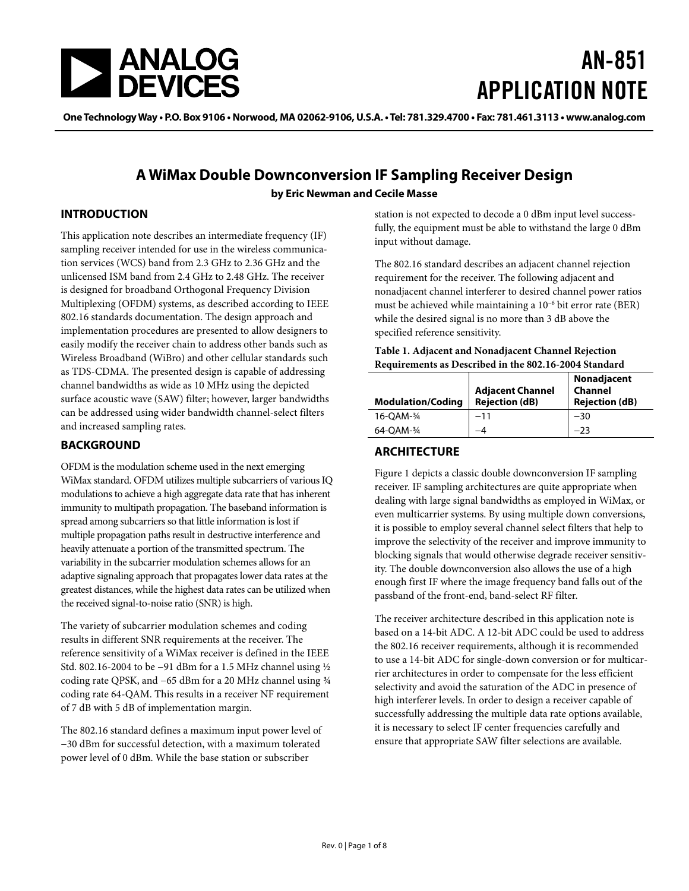# AN-851 APPLICATION NOTE

One Technology Way • P.O. Box 9106 • Norwood, MA 02062-9106, U.S.A. • Tel: 781.329.4700 • Fax: 781.461.3113 • www.analog.com

## A WiMax Double Downconversion IF Sampling Receiver Design

**by Eric Newman and Cecile Masse**

### INTRODUCTION

This application note describes an intermediate frequency (IF) sampling receiver intended for use in the wireless communication services (WCS) band from 2.3 GHz to 2.36 GHz and the unlicensed ISM band from 2.4 GHz to 2.48 GHz. The receiver is designed for broadband Orthogonal Frequency Division Multiplexing (OFDM) systems, as described according to IEEE 802.16 standards documentation. The design approach and implementation procedures are presented to allow designers to easily modify the receiver chain to address other bands such as Wireless Broadband (WiBro) and other cellular standards such as TDS-CDMA. The presented design is capable of addressing channel bandwidths as wide as 10 MHz using the depicted surface acoustic wave (SAW) filter; however, larger bandwidths can be addressed using wider bandwidth channel-select filters and increased sampling rates.

### BACKGROUND

OFDM is the modulation scheme used in the next emerging WiMax standard. OFDM utilizes multiple subcarriers of various IQ modulations to achieve a high aggregate data rate that has inherent immunity to multipath propagation. The baseband information is spread among subcarriers so that little information is lost if multiple propagation paths result in destructive interference and heavily attenuate a portion of the transmitted spectrum. The variability in the subcarrier modulation schemes allows for an adaptive signaling approach that propagates lower data rates at the greatest distances, while the highest data rates can be utilized when the received signal-to-noise ratio (SNR) is high.

The variety of subcarrier modulation schemes and coding results in different SNR requirements at the receiver. The reference sensitivity of a WiMax receiver is defined in the IEEE Std. 802.16-2004 to be −91 dBm for a 1.5 MHz channel using ½ coding rate QPSK, and −65 dBm for a 20 MHz channel using ¾ coding rate 64-QAM. This results in a receiver NF requirement of 7 dB with 5 dB of implementation margin.

The 802.16 standard defines a maximum input power level of −30 dBm for successful detection, with a maximum tolerated power level of 0 dBm. While the base station or subscriber station is not expected to decode a 0 dBm input level successfully, the equipment must be able to withstand the large 0 dBm input without damage.

The 802.16 standard describes an adjacent channel rejection requirement for the receiver. The following adjacent and nonadjacent channel interferer to desired channel power ratios must be achieved while maintaining a $10^{-6}$ bit error rate (BER) while the desired signal is no more than 3 dB above the specified reference sensitivity.

**Table 1. Adjacent and Nonadjacent Channel Rejection Requirements as Described in the 802.16-2004 Standard**

| Modulation/Coding | Adjacent Channel Rejection (dB) | Nonadjacent Channel Rejection (dB) |
|---|---|---|
| 16-QAM-¾ | −11 | −30 |
| 64-QAM-¾ | −4 | −23 |

### ARCHITECTURE

Figure 1 depicts a classic double downconversion IF sampling receiver. IF sampling architectures are quite appropriate when dealing with large signal bandwidths as employed in WiMax, or even multicarrier systems. By using multiple down conversions, it is possible to employ several channel select filters that help to improve the selectivity of the receiver and improve immunity to blocking signals that would otherwise degrade receiver sensitivity. The double downconversion also allows the use of a high enough first IF where the image frequency band falls out of the passband of the front-end, band-select RF filter.

The receiver architecture described in this application note is based on a 14-bit ADC. A 12-bit ADC could be used to address the 802.16 receiver requirements, although it is recommended to use a 14-bit ADC for single-down conversion or for multicarrier architectures in order to compensate for the less efficient selectivity and avoid the saturation of the ADC in presence of high interferer levels. In order to design a receiver capable of successfully addressing the multiple data rate options available, it is necessary to select IF center frequencies carefully and ensure that appropriate SAW filter selections are available.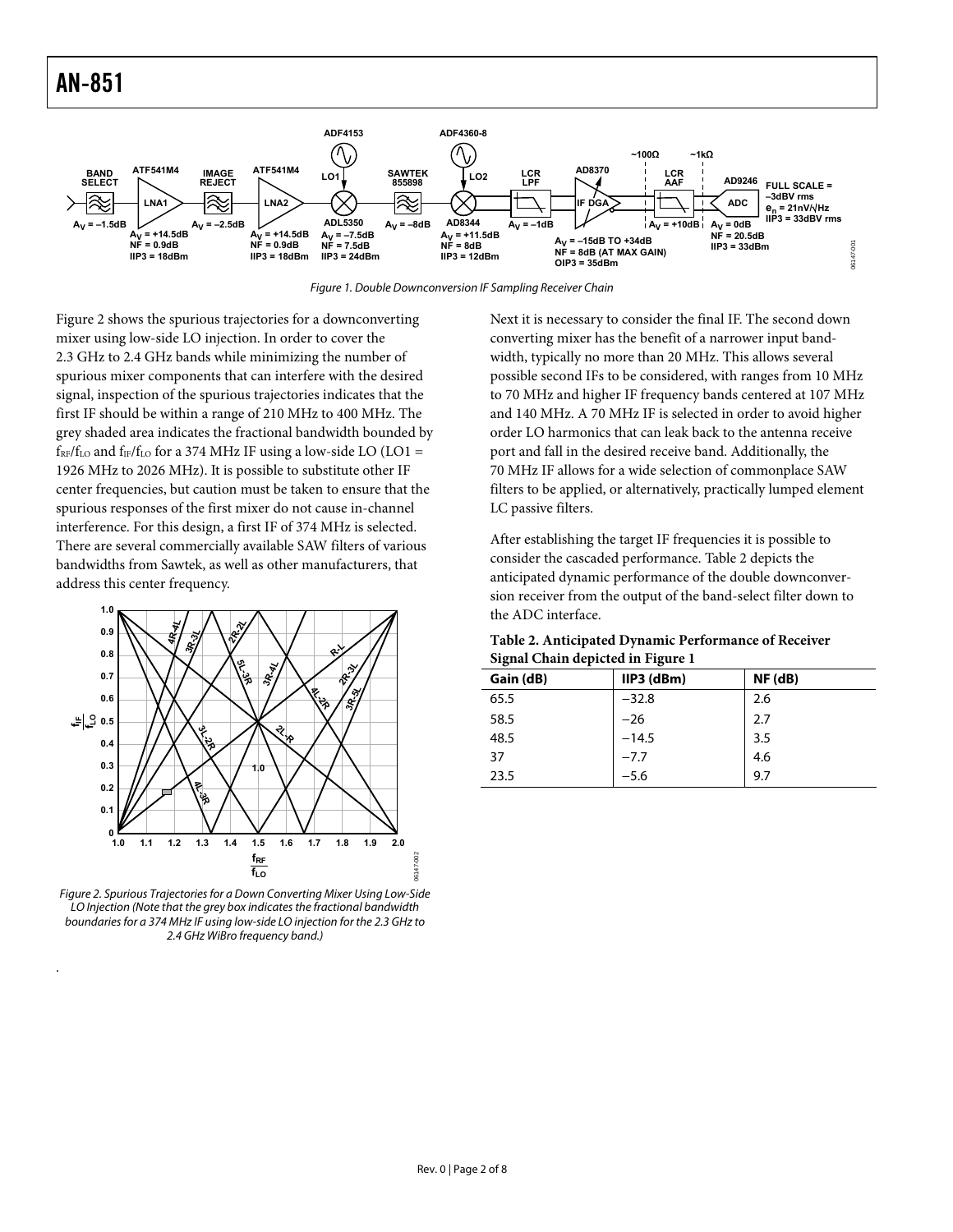Figure 1. Double Downconversion IF Sampling Receiver Chain

Figure 2 shows the spurious trajectories for a downconverting mixer using low-side LO injection. In order to cover the 2.3 GHz to 2.4 GHz bands while minimizing the number of spurious mixer components that can interfere with the desired signal, inspection of the spurious trajectories indicates that the first IF should be within a range of 210 MHz to 400 MHz. The grey shaded area indicates the fractional bandwidth bounded by $f_{RF}/f_{LO}$ and $f_{IF}/f_{LO}$ for a 374 MHz IF using a low-side LO (LO1 = 1926 MHz to 2026 MHz). It is possible to substitute other IF center frequencies, but caution must be taken to ensure that the spurious responses of the first mixer do not cause in-channel interference. For this design, a first IF of 374 MHz is selected. There are several commercially available SAW filters of various bandwidths from Sawtek, as well as other manufacturers, that address this center frequency.

Figure 2. Spurious Trajectories for a Down Converting Mixer Using Low-Side LO Injection (Note that the grey box indicates the fractional bandwidth boundaries for a 374 MHz IF using low-side LO injection for the 2.3 GHz to 2.4 GHz WiBro frequency band.)

Next it is necessary to consider the final IF. The second down converting mixer has the benefit of a narrower input bandwidth, typically no more than 20 MHz. This allows several possible second IFs to be considered, with ranges from 10 MHz to 70 MHz and higher IF frequency bands centered at 107 MHz and 140 MHz. A 70 MHz IF is selected in order to avoid higher order LO harmonics that can leak back to the antenna receive port and fall in the desired receive band. Additionally, the 70 MHz IF allows for a wide selection of commonplace SAW filters to be applied, or alternatively, practically lumped element LC passive filters.

After establishing the target IF frequencies it is possible to consider the cascaded performance. Table 2 depicts the anticipated dynamic performance of the double downconversion receiver from the output of the band-select filter down to the ADC interface.

**Table 2. Anticipated Dynamic Performance of Receiver Signal Chain depicted in Figure 1**

| Gain (dB) | IIP3 (dBm) | NF (dB) |
|---|---|---|
| 65.5 | −32.8 | 2.6 |
| 58.5 | −26 | 2.7 |
| 48.5 | −14.5 | 3.5 |
| 37 | −7.7 | 4.6 |
| 23.5 | −5.6 | 9.7 |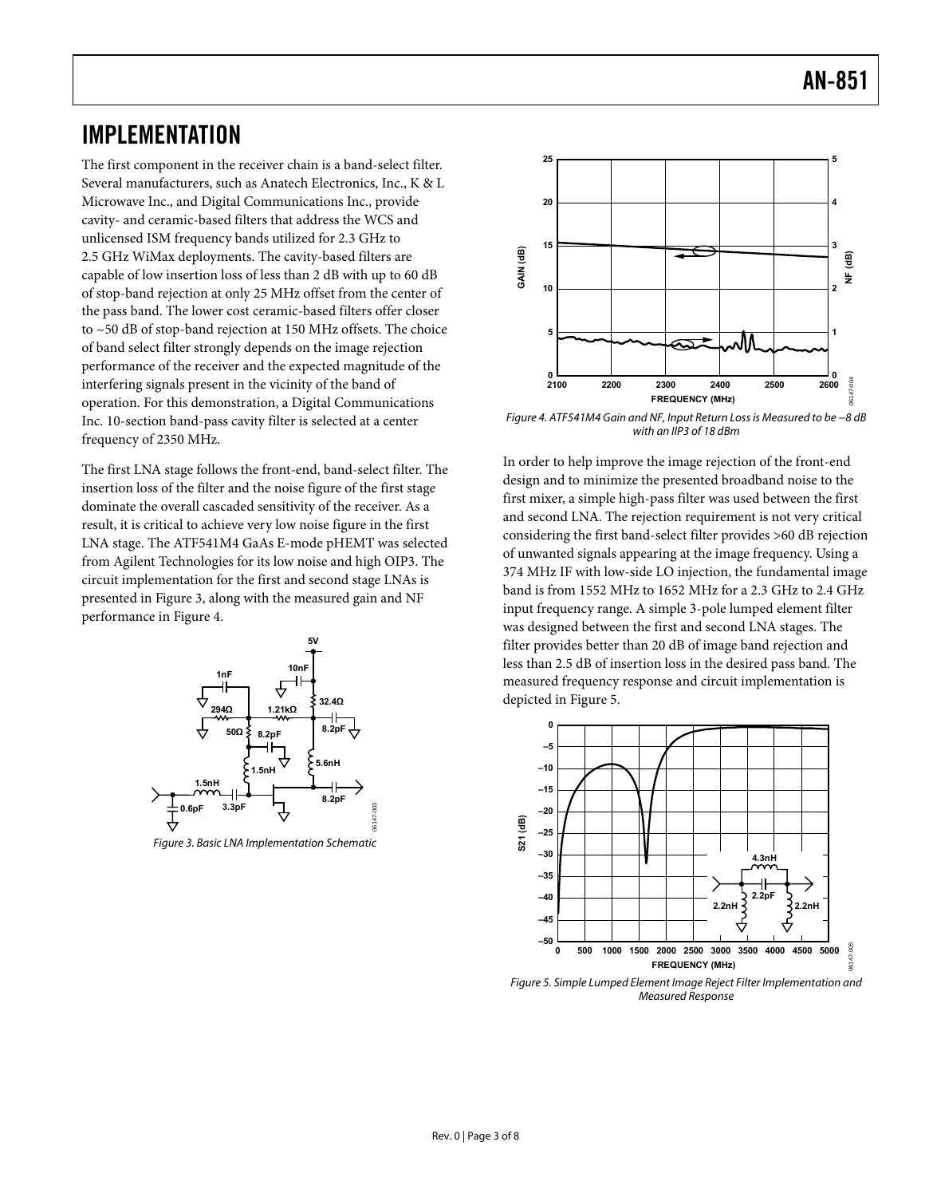## IMPLEMENTATION

The first component in the receiver chain is a band-select filter. Several manufacturers, such as Anatech Electronics, Inc., K & L Microwave Inc., and Digital Communications Inc., provide cavity- and ceramic-based filters that address the WCS and unlicensed ISM frequency bands utilized for 2.3 GHz to 2.5 GHz WiMax deployments. The cavity-based filters are capable of low insertion loss of less than 2 dB with up to 60 dB of stop-band rejection at only 25 MHz offset from the center of the pass band. The lower cost ceramic-based filters offer closer to ~50 dB of stop-band rejection at 150 MHz offsets. The choice of band select filter strongly depends on the image rejection performance of the receiver and the expected magnitude of the interfering signals present in the vicinity of the band of operation. For this demonstration, a Digital Communications Inc. 10-section band-pass cavity filter is selected at a center frequency of 2350 MHz.

The first LNA stage follows the front-end, band-select filter. The insertion loss of the filter and the noise figure of the first stage dominate the overall cascaded sensitivity of the receiver. As a result, it is critical to achieve very low noise figure in the first LNA stage. The ATF541M4 GaAs E-mode pHEMT was selected from Agilent Technologies for its low noise and high OIP3. The circuit implementation for the first and second stage LNAs is presented in Figure 3, along with the measured gain and NF performance in Figure 4.

*Figure 3. Basic LNA Implementation Schematic*

*Figure 4. ATF541M4 Gain and NF, Input Return Loss is Measured to be −8 dB with an IIP3 of 18 dBm*

In order to help improve the image rejection of the front-end design and to minimize the presented broadband noise to the first mixer, a simple high-pass filter was used between the first and second LNA. The rejection requirement is not very critical considering the first band-select filter provides >60 dB rejection of unwanted signals appearing at the image frequency. Using a 374 MHz IF with low-side LO injection, the fundamental image band is from 1552 MHz to 1652 MHz for a 2.3 GHz to 2.4 GHz input frequency range. A simple 3-pole lumped element filter was designed between the first and second LNA stages. The filter provides better than 20 dB of image band rejection and less than 2.5 dB of insertion loss in the desired pass band. The measured frequency response and circuit implementation is depicted in Figure 5.

*Figure 5. Simple Lumped Element Image Reject Filter Implementation and Measured Response*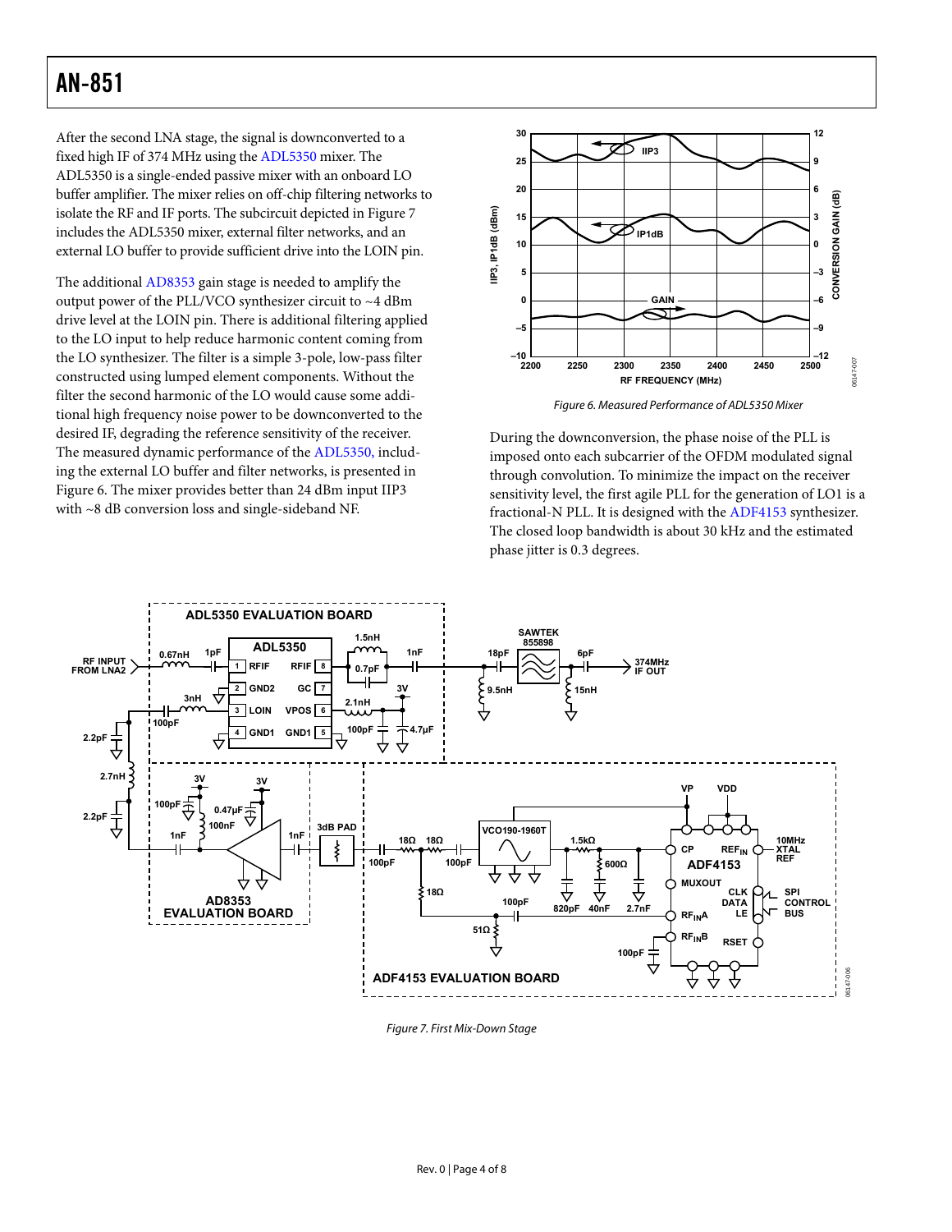After the second LNA stage, the signal is downconverted to a fixed high IF of 374 MHz using the ADL5350 mixer. The ADL5350 is a single-ended passive mixer with an onboard LO buffer amplifier. The mixer relies on off-chip filtering networks to isolate the RF and IF ports. The subcircuit depicted in Figure 7 includes the ADL5350 mixer, external filter networks, and an external LO buffer to provide sufficient drive into the LOIN pin.

The additional AD8353 gain stage is needed to amplify the output power of the PLL/VCO synthesizer circuit to ~4 dBm drive level at the LOIN pin. There is additional filtering applied to the LO input to help reduce harmonic content coming from the LO synthesizer. The filter is a simple 3-pole, low-pass filter constructed using lumped element components. Without the filter the second harmonic of the LO would cause some additional high frequency noise power to be downconverted to the desired IF, degrading the reference sensitivity of the receiver. The measured dynamic performance of the ADL5350, including the external LO buffer and filter networks, is presented in Figure 6. The mixer provides better than 24 dBm input IIP3 with ~8 dB conversion loss and single-sideband NF.

*Figure 6. Measured Performance of ADL5350 Mixer*

During the downconversion, the phase noise of the PLL is imposed onto each subcarrier of the OFDM modulated signal through convolution. To minimize the impact on the receiver sensitivity level, the first agile PLL for the generation of LO1 is a fractional-N PLL. It is designed with the ADF4153 synthesizer. The closed loop bandwidth is about 30 kHz and the estimated phase jitter is 0.3 degrees.

*Figure 7. First Mix-Down Stage*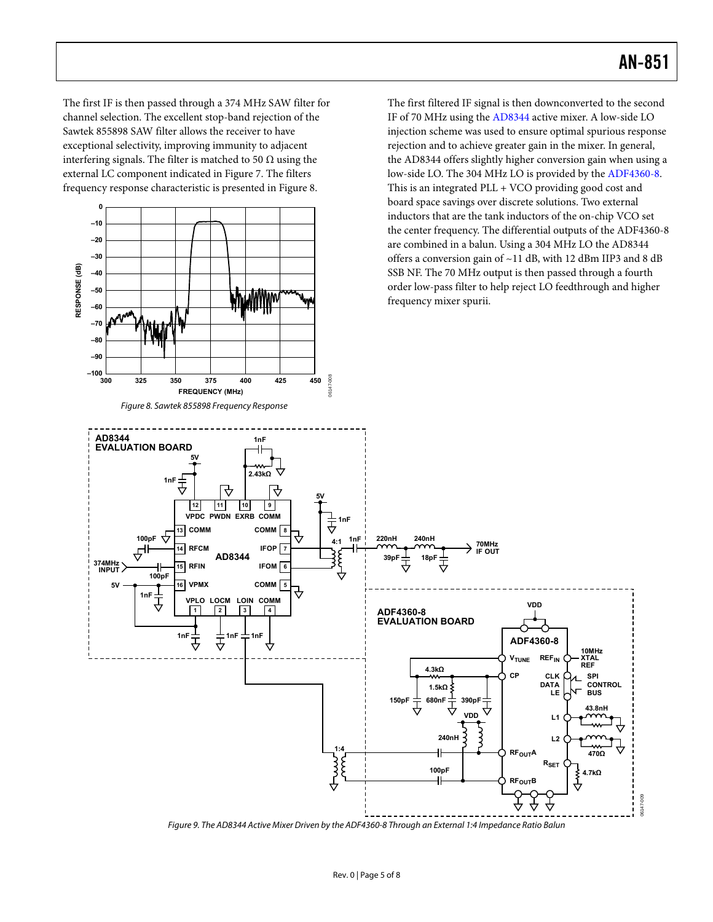The first IF is then passed through a 374 MHz SAW filter for channel selection. The excellent stop-band rejection of the Sawtek 855898 SAW filter allows the receiver to have exceptional selectivity, improving immunity to adjacent interfering signals. The filter is matched to 50 Ω using the external LC component indicated in Figure 7. The filters frequency response characteristic is presented in Figure 8.

*Figure 8. Sawtek 855898 Frequency Response*

The first filtered IF signal is then downconverted to the second IF of 70 MHz using the AD8344 active mixer. A low-side LO injection scheme was used to ensure optimal spurious response rejection and to achieve greater gain in the mixer. In general, the AD8344 offers slightly higher conversion gain when using a low-side LO. The 304 MHz LO is provided by the ADF4360-8. This is an integrated PLL + VCO providing good cost and board space savings over discrete solutions. Two external inductors that are the tank inductors of the on-chip VCO set the center frequency. The differential outputs of the ADF4360-8 are combined in a balun. Using a 304 MHz LO the AD8344 offers a conversion gain of ~11 dB, with 12 dBm IIP3 and 8 dB SSB NF. The 70 MHz output is then passed through a fourth order low-pass filter to help reject LO feedthrough and higher frequency mixer spurii.

*Figure 9. The AD8344 Active Mixer Driven by the ADF4360-8 Through an External 1:4 Impedance Ratio Balun*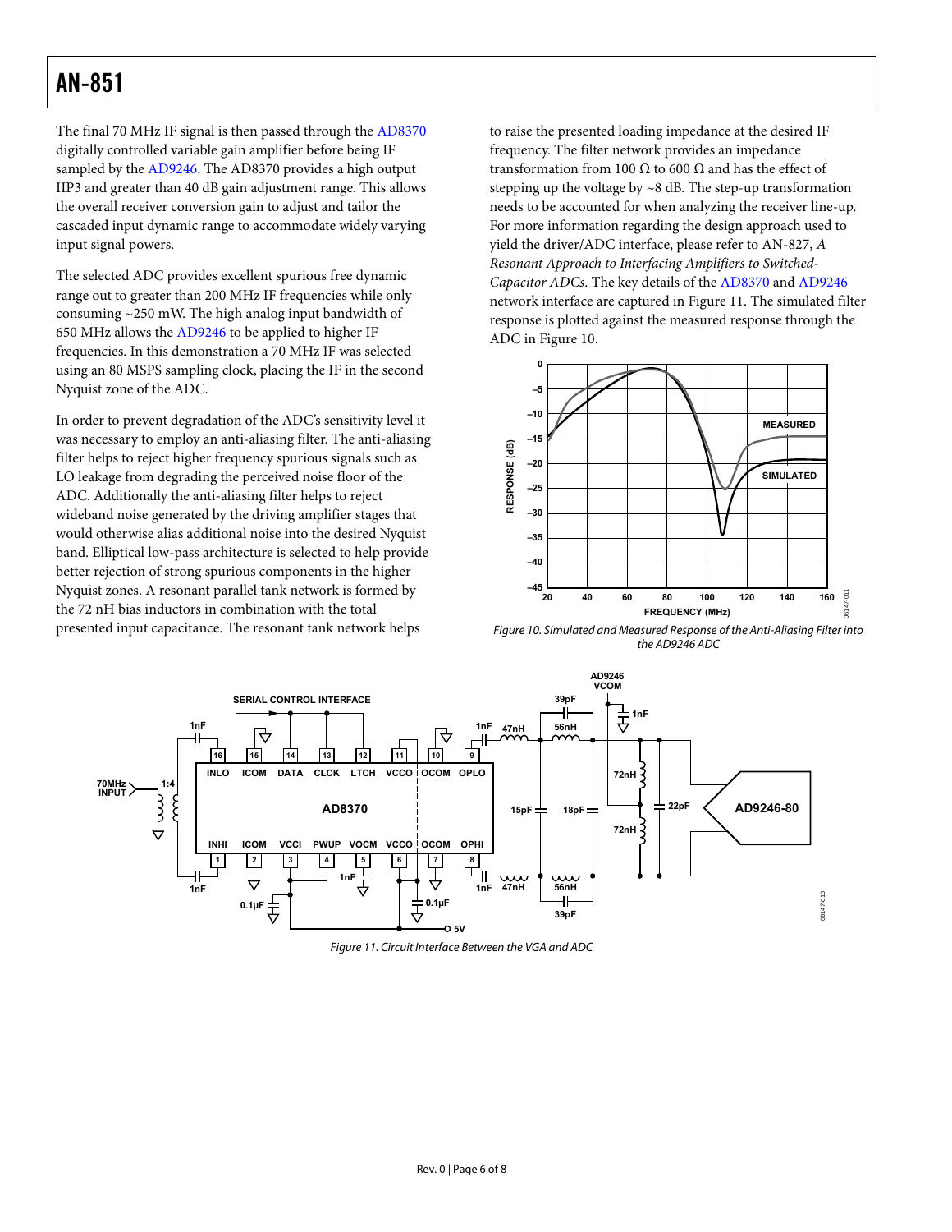The final 70 MHz IF signal is then passed through the AD8370 digitally controlled variable gain amplifier before being IF sampled by the AD9246. The AD8370 provides a high output IIP3 and greater than 40 dB gain adjustment range. This allows the overall receiver conversion gain to adjust and tailor the cascaded input dynamic range to accommodate widely varying input signal powers.

The selected ADC provides excellent spurious free dynamic range out to greater than 200 MHz IF frequencies while only consuming ~250 mW. The high analog input bandwidth of 650 MHz allows the AD9246 to be applied to higher IF frequencies. In this demonstration a 70 MHz IF was selected using an 80 MSPS sampling clock, placing the IF in the second Nyquist zone of the ADC.

In order to prevent degradation of the ADC's sensitivity level it was necessary to employ an anti-aliasing filter. The anti-aliasing filter helps to reject higher frequency spurious signals such as LO leakage from degrading the perceived noise floor of the ADC. Additionally the anti-aliasing filter helps to reject wideband noise generated by the driving amplifier stages that would otherwise alias additional noise into the desired Nyquist band. Elliptical low-pass architecture is selected to help provide better rejection of strong spurious components in the higher Nyquist zones. A resonant parallel tank network is formed by the 72 nH bias inductors in combination with the total presented input capacitance. The resonant tank network helps to raise the presented loading impedance at the desired IF frequency. The filter network provides an impedance transformation from 100 Ω to 600 Ω and has the effect of stepping up the voltage by ~8 dB. The step-up transformation needs to be accounted for when analyzing the receiver line-up. For more information regarding the design approach used to yield the driver/ADC interface, please refer to AN-827, *A Resonant Approach to Interfacing Amplifiers to Switched-Capacitor ADCs*. The key details of the AD8370 and AD9246 network interface are captured in Figure 11. The simulated filter response is plotted against the measured response through the ADC in Figure 10.

*Figure 10. Simulated and Measured Response of the Anti-Aliasing Filter into the AD9246 ADC*

*Figure 11. Circuit Interface Between the VGA and ADC*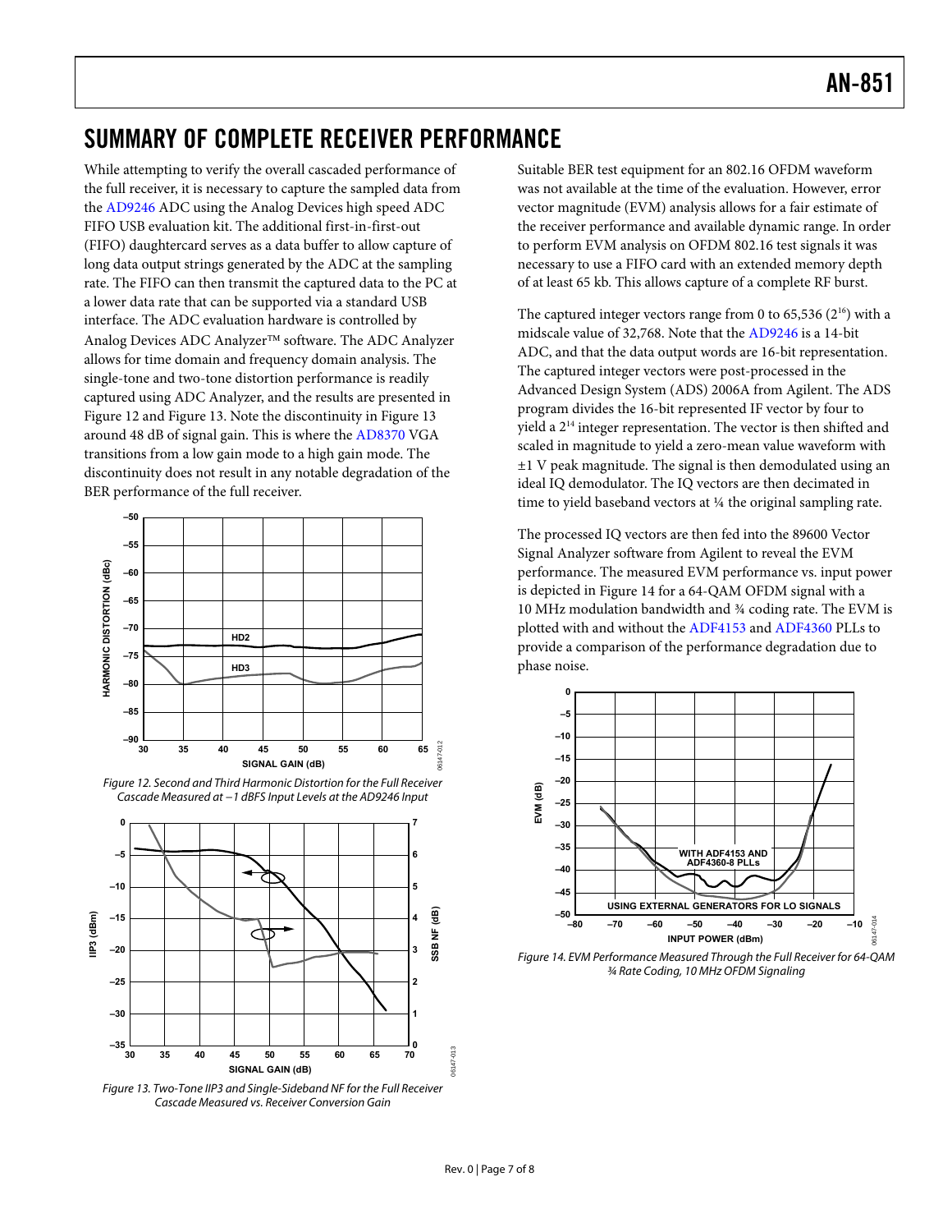## SUMMARY OF COMPLETE RECEIVER PERFORMANCE

While attempting to verify the overall cascaded performance of the full receiver, it is necessary to capture the sampled data from the AD9246 ADC using the Analog Devices high speed ADC FIFO USB evaluation kit. The additional first-in-first-out (FIFO) daughtercard serves as a data buffer to allow capture of long data output strings generated by the ADC at the sampling rate. The FIFO can then transmit the captured data to the PC at a lower data rate that can be supported via a standard USB interface. The ADC evaluation hardware is controlled by Analog Devices ADC Analyzer™ software. The ADC Analyzer allows for time domain and frequency domain analysis. The single-tone and two-tone distortion performance is readily captured using ADC Analyzer, and the results are presented in Figure 12 and Figure 13. Note the discontinuity in Figure 13 around 48 dB of signal gain. This is where the AD8370 VGA transitions from a low gain mode to a high gain mode. The discontinuity does not result in any notable degradation of the BER performance of the full receiver.

*Figure 12. Second and Third Harmonic Distortion for the Full Receiver Cascade Measured at −1 dBFS Input Levels at the AD9246 Input*

*Figure 13. Two-Tone IIP3 and Single-Sideband NF for the Full Receiver Cascade Measured vs. Receiver Conversion Gain*

Suitable BER test equipment for an 802.16 OFDM waveform was not available at the time of the evaluation. However, error vector magnitude (EVM) analysis allows for a fair estimate of the receiver performance and available dynamic range. In order to perform EVM analysis on OFDM 802.16 test signals it was necessary to use a FIFO card with an extended memory depth of at least 65 kb. This allows capture of a complete RF burst.

The captured integer vectors range from 0 to 65,536 ($2^{16}$) with a midscale value of 32,768. Note that the AD9246 is a 14-bit ADC, and that the data output words are 16-bit representation. The captured integer vectors were post-processed in the Advanced Design System (ADS) 2006A from Agilent. The ADS program divides the 16-bit represented IF vector by four to yield a $2^{14}$ integer representation. The vector is then shifted and scaled in magnitude to yield a zero-mean value waveform with ±1 V peak magnitude. The signal is then demodulated using an ideal IQ demodulator. The IQ vectors are then decimated in time to yield baseband vectors at ¼ the original sampling rate.

The processed IQ vectors are then fed into the 89600 Vector Signal Analyzer software from Agilent to reveal the EVM performance. The measured EVM performance vs. input power is depicted in Figure 14 for a 64-QAM OFDM signal with a 10 MHz modulation bandwidth and ¾ coding rate. The EVM is plotted with and without the ADF4153 and ADF4360 PLLs to provide a comparison of the performance degradation due to phase noise.

*Figure 14. EVM Performance Measured Through the Full Receiver for 64-QAM ¾ Rate Coding, 10 MHz OFDM Signaling*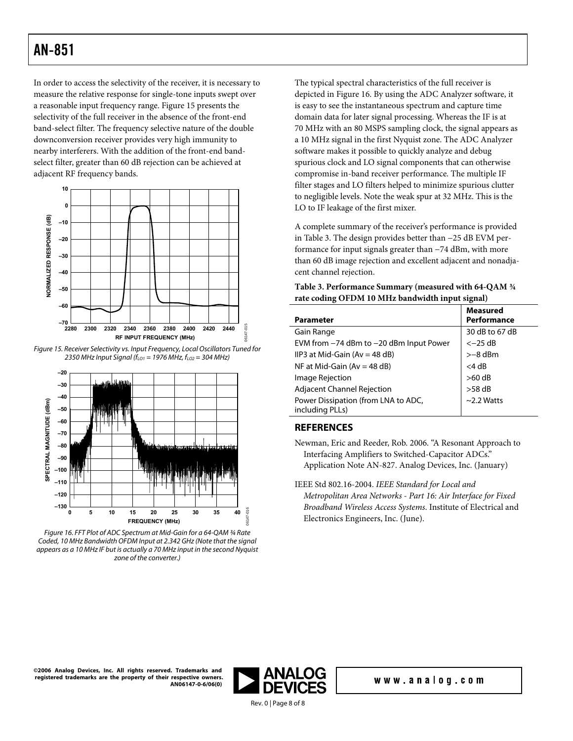In order to access the selectivity of the receiver, it is necessary to measure the relative response for single-tone inputs swept over a reasonable input frequency range. Figure 15 presents the selectivity of the full receiver in the absence of the front-end band-select filter. The frequency selective nature of the double downconversion receiver provides very high immunity to nearby interferers. With the addition of the front-end band-select filter, greater than 60 dB rejection can be achieved at adjacent RF frequency bands.

NORMALIZED RESPONSE (dB)
10
0
–10
–20
–30
–40
–50
–60
–70
2280 2300 2320 2340 2360 2380 2400 2420 2440
RF INPUT FREQUENCY (MHz)
06147-015

*Figure 15. Receiver Selectivity vs. Input Frequency, Local Oscillators Tuned for 2350 MHz Input Signal ($f_{LO1}$ = 1976 MHz, $f_{LO2}$ = 304 MHz)*

SPECTRAL MAGNITUDE (dBm)
–20
–30
–40
–50
–60
–70
–80
–90
–100
–110
–120
–130
0 5 10 15 20 25 30 35 40
FREQUENCY (MHz)
06147-016

*Figure 16. FFT Plot of ADC Spectrum at Mid-Gain for a 64-QAM ¾ Rate Coded, 10 MHz Bandwidth OFDM Input at 2.342 GHz (Note that the signal appears as a 10 MHz IF but is actually a 70 MHz input in the second Nyquist zone of the converter.)*

The typical spectral characteristics of the full receiver is depicted in Figure 16. By using the ADC Analyzer software, it is easy to see the instantaneous spectrum and capture time domain data for later signal processing. Whereas the IF is at 70 MHz with an 80 MSPS sampling clock, the signal appears as a 10 MHz signal in the first Nyquist zone. The ADC Analyzer software makes it possible to quickly analyze and debug spurious clock and LO signal components that can otherwise compromise in-band receiver performance. The multiple IF filter stages and LO filters helped to minimize spurious clutter to negligible levels. Note the weak spur at 32 MHz. This is the LO to IF leakage of the first mixer.

A complete summary of the receiver's performance is provided in Table 3. The design provides better than −25 dB EVM performance for input signals greater than −74 dBm, with more than 60 dB image rejection and excellent adjacent and nonadjacent channel rejection.

**Table 3. Performance Summary (measured with 64-QAM ¾ rate coding OFDM 10 MHz bandwidth input signal)**

| Parameter | Measured Performance |
|---|---|
| Gain Range | 30 dB to 67 dB |
| EVM from −74 dBm to −20 dBm Input Power | <−25 dB |
| IIP3 at Mid-Gain (Av = 48 dB) | >−8 dBm |
| NF at Mid-Gain (Av = 48 dB) | <4 dB |
| Image Rejection | >60 dB |
| Adjacent Channel Rejection | >58 dB |
| Power Dissipation (from LNA to ADC, including PLLs) | ~2.2 Watts |

## REFERENCES

Newman, Eric and Reeder, Rob. 2006. "A Resonant Approach to Interfacing Amplifiers to Switched-Capacitor ADCs." Application Note AN-827. Analog Devices, Inc. (January)

IEEE Std 802.16-2004. *IEEE Standard for Local and Metropolitan Area Networks - Part 16: Air Interface for Fixed Broadband Wireless Access Systems*. Institute of Electrical and Electronics Engineers, Inc. (June).

©2006 Analog Devices, Inc. All rights reserved. Trademarks and registered trademarks are the property of their respective owners. AN06147-0-6/06(0)